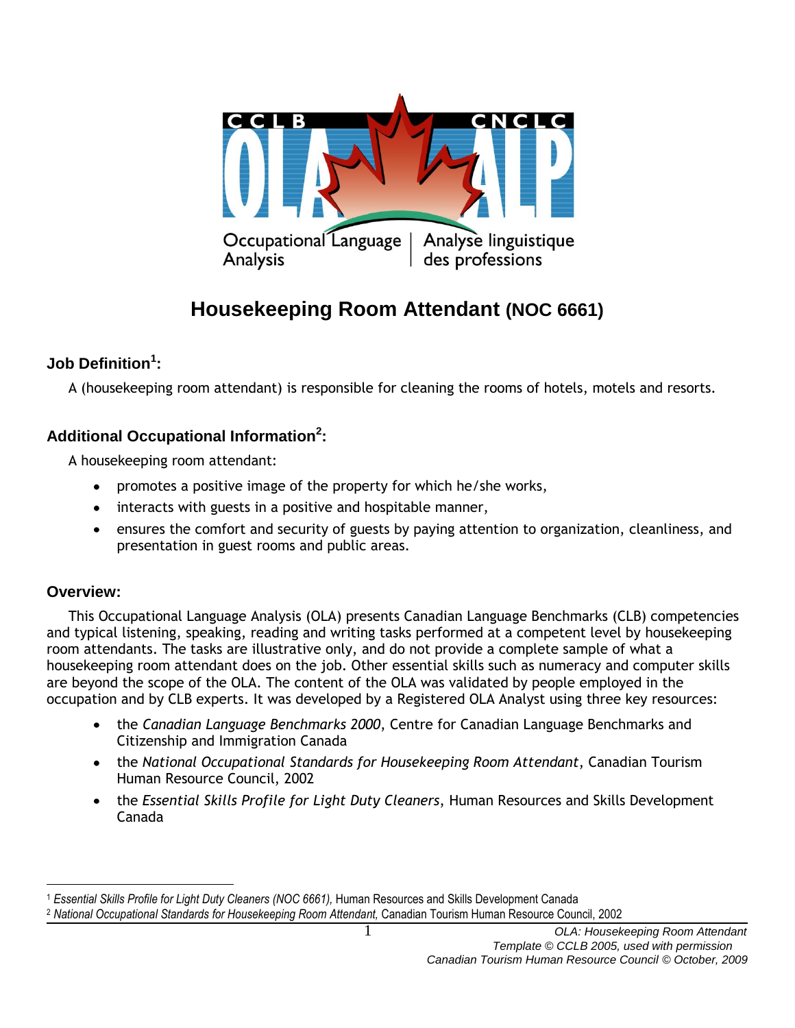CCLB | CNCLC

OLA | ALP

Occupational Language Analysis | Analyse linguistique des professions

# Housekeeping Room Attendant (NOC 6661)

## Job Definition[1]:

A (housekeeping room attendant) is responsible for cleaning the rooms of hotels, motels and resorts.

## Additional Occupational Information[2]:

A housekeeping room attendant:

- promotes a positive image of the property for which he/she works,
- interacts with guests in a positive and hospitable manner,
- ensures the comfort and security of guests by paying attention to organization, cleanliness, and presentation in guest rooms and public areas.

## Overview:

This Occupational Language Analysis (OLA) presents Canadian Language Benchmarks (CLB) competencies and typical listening, speaking, reading and writing tasks performed at a competent level by housekeeping room attendants. The tasks are illustrative only, and do not provide a complete sample of what a housekeeping room attendant does on the job. Other essential skills such as numeracy and computer skills are beyond the scope of the OLA. The content of the OLA was validated by people employed in the occupation and by CLB experts. It was developed by a Registered OLA Analyst using three key resources:

- the *Canadian Language Benchmarks 2000*, Centre for Canadian Language Benchmarks and Citizenship and Immigration Canada
- the *National Occupational Standards for Housekeeping Room Attendant*, Canadian Tourism Human Resource Council, 2002
- the *Essential Skills Profile for Light Duty Cleaners*, Human Resources and Skills Development Canada

---

[1] *Essential Skills Profile for Light Duty Cleaners (NOC 6661),* Human Resources and Skills Development Canada

[2] *National Occupational Standards for Housekeeping Room Attendant,* Canadian Tourism Human Resource Council, 2002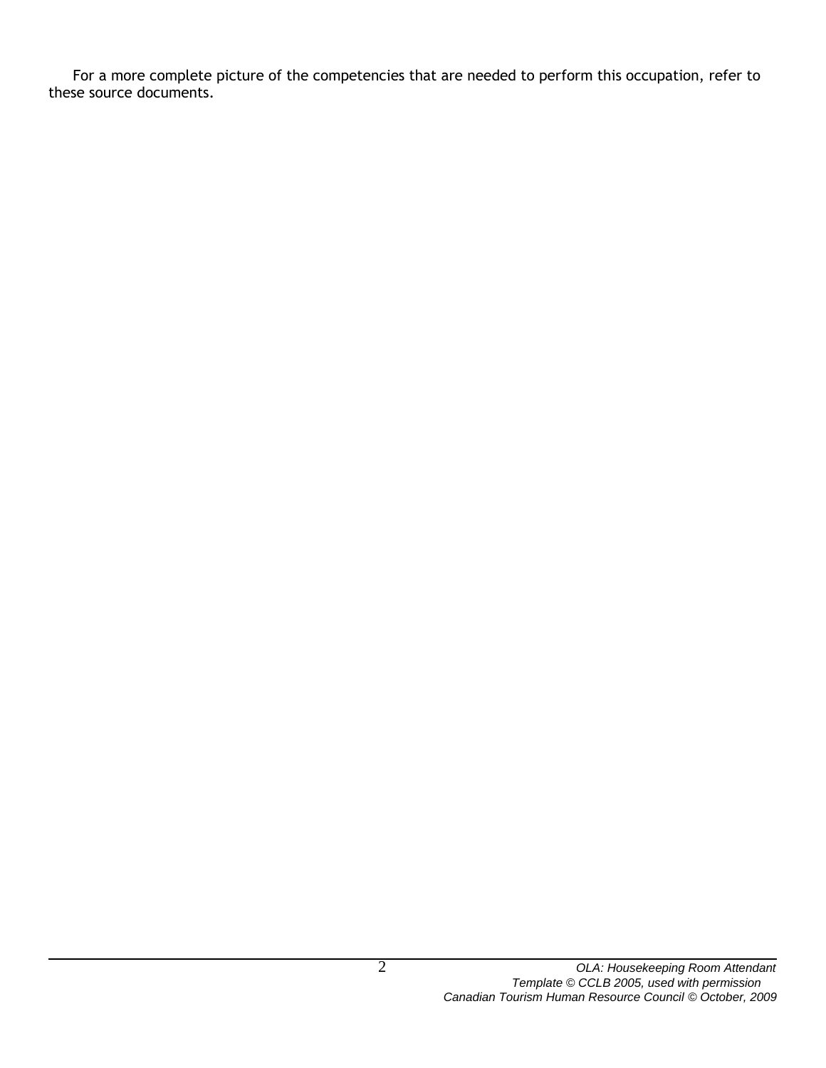For a more complete picture of the competencies that are needed to perform this occupation, refer to these source documents.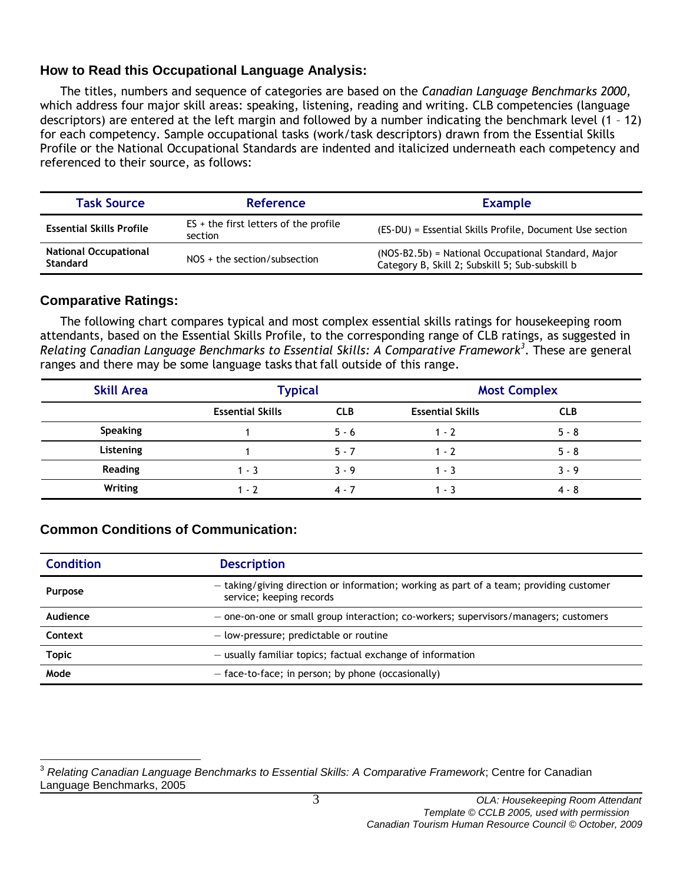## How to Read this Occupational Language Analysis:

The titles, numbers and sequence of categories are based on the *Canadian Language Benchmarks 2000*, which address four major skill areas: speaking, listening, reading and writing. CLB competencies (language descriptors) are entered at the left margin and followed by a number indicating the benchmark level (1 – 12) for each competency. Sample occupational tasks (work/task descriptors) drawn from the Essential Skills Profile or the National Occupational Standards are indented and italicized underneath each competency and referenced to their source, as follows:

| Task Source | Reference | Example |
|---|---|---|
| **Essential Skills Profile** | ES + the first letters of the profile section | (ES-DU) = Essential Skills Profile, Document Use section |
| **National Occupational Standard** | NOS + the section/subsection | (NOS-B2.5b) = National Occupational Standard, Major Category B, Skill 2; Subskill 5; Sub-subskill b |

## Comparative Ratings:

The following chart compares typical and most complex essential skills ratings for housekeeping room attendants, based on the Essential Skills Profile, to the corresponding range of CLB ratings, as suggested in *Relating Canadian Language Benchmarks to Essential Skills: A Comparative Framework*[3]. These are general ranges and there may be some language tasks that fall outside of this range.

| Skill Area | Typical | | Most Complex | |
|---|---|---|---|---|
| | **Essential Skills** | **CLB** | **Essential Skills** | **CLB** |
| **Speaking** | 1 | 5 - 6 | 1 - 2 | 5 - 8 |
| **Listening** | 1 | 5 - 7 | 1 - 2 | 5 - 8 |
| **Reading** | 1 - 3 | 3 - 9 | 1 - 3 | 3 - 9 |
| **Writing** | 1 - 2 | 4 - 7 | 1 - 3 | 4 - 8 |

## Common Conditions of Communication:

| Condition | Description |
|---|---|
| **Purpose** | – taking/giving direction or information; working as part of a team; providing customer service; keeping records |
| **Audience** | – one-on-one or small group interaction; co-workers; supervisors/managers; customers |
| **Context** | – low-pressure; predictable or routine |
| **Topic** | – usually familiar topics; factual exchange of information |
| **Mode** | – face-to-face; in person; by phone (occasionally) |

[3] *Relating Canadian Language Benchmarks to Essential Skills: A Comparative Framework*; Centre for Canadian Language Benchmarks, 2005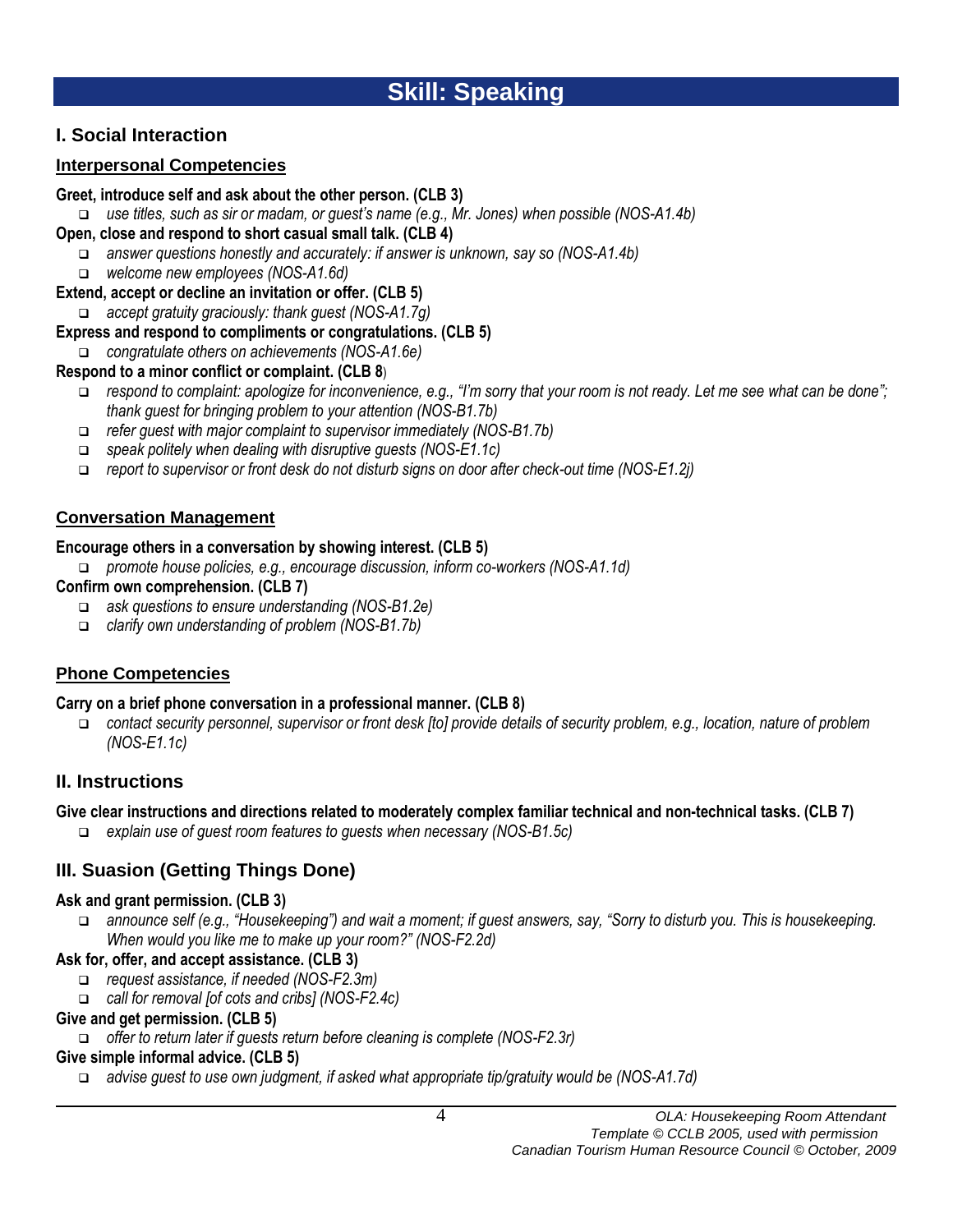# Skill: Speaking

## I. Social Interaction

### Interpersonal Competencies

**Greet, introduce self and ask about the other person. (CLB 3)**

- *use titles, such as sir or madam, or guest's name (e.g., Mr. Jones) when possible (NOS-A1.4b)*

**Open, close and respond to short casual small talk. (CLB 4)**

- *answer questions honestly and accurately: if answer is unknown, say so (NOS-A1.4b)*
- *welcome new employees (NOS-A1.6d)*

**Extend, accept or decline an invitation or offer. (CLB 5)**

- *accept gratuity graciously: thank guest (NOS-A1.7g)*

**Express and respond to compliments or congratulations. (CLB 5)**

- *congratulate others on achievements (NOS-A1.6e)*

**Respond to a minor conflict or complaint. (CLB 8)**

- *respond to complaint: apologize for inconvenience, e.g., "I'm sorry that your room is not ready. Let me see what can be done"; thank guest for bringing problem to your attention (NOS-B1.7b)*
- *refer guest with major complaint to supervisor immediately (NOS-B1.7b)*
- *speak politely when dealing with disruptive guests (NOS-E1.1c)*
- *report to supervisor or front desk do not disturb signs on door after check-out time (NOS-E1.2j)*

### Conversation Management

**Encourage others in a conversation by showing interest. (CLB 5)**

- *promote house policies, e.g., encourage discussion, inform co-workers (NOS-A1.1d)*

**Confirm own comprehension. (CLB 7)**

- *ask questions to ensure understanding (NOS-B1.2e)*
- *clarify own understanding of problem (NOS-B1.7b)*

### Phone Competencies

**Carry on a brief phone conversation in a professional manner. (CLB 8)**

- *contact security personnel, supervisor or front desk [to] provide details of security problem, e.g., location, nature of problem (NOS-E1.1c)*

## II. Instructions

**Give clear instructions and directions related to moderately complex familiar technical and non-technical tasks. (CLB 7)**

- *explain use of guest room features to guests when necessary (NOS-B1.5c)*

## III. Suasion (Getting Things Done)

**Ask and grant permission. (CLB 3)**

- *announce self (e.g., "Housekeeping") and wait a moment; if guest answers, say, "Sorry to disturb you. This is housekeeping. When would you like me to make up your room?" (NOS-F2.2d)*

**Ask for, offer, and accept assistance. (CLB 3)**

- *request assistance, if needed (NOS-F2.3m)*
- *call for removal [of cots and cribs] (NOS-F2.4c)*

**Give and get permission. (CLB 5)**

- *offer to return later if guests return before cleaning is complete (NOS-F2.3r)*

**Give simple informal advice. (CLB 5)**

- *advise guest to use own judgment, if asked what appropriate tip/gratuity would be (NOS-A1.7d)*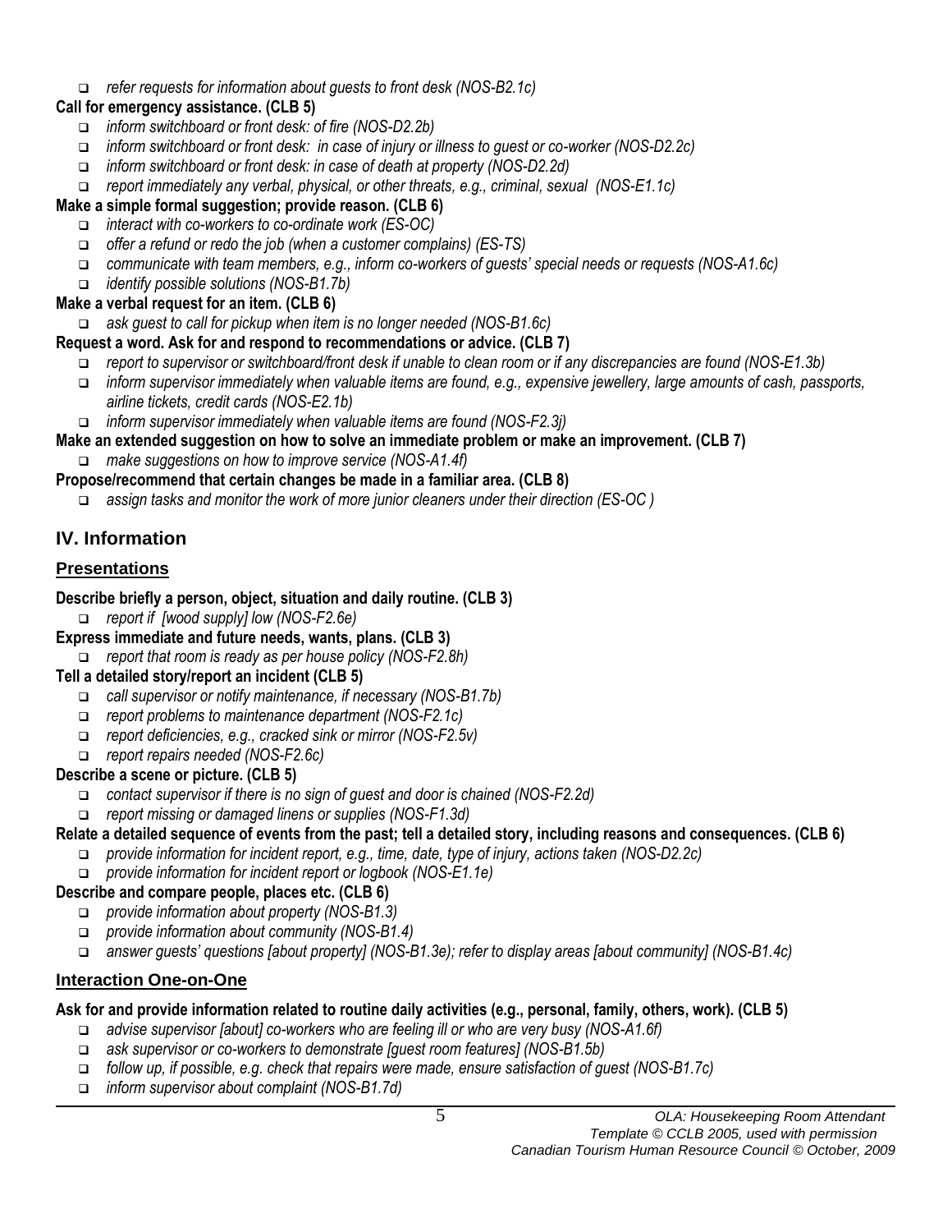- *refer requests for information about guests to front desk (NOS-B2.1c)*

**Call for emergency assistance. (CLB 5)**

- *inform switchboard or front desk: of fire (NOS-D2.2b)*
- *inform switchboard or front desk: in case of injury or illness to guest or co-worker (NOS-D2.2c)*
- *inform switchboard or front desk: in case of death at property (NOS-D2.2d)*
- *report immediately any verbal, physical, or other threats, e.g., criminal, sexual (NOS-E1.1c)*

**Make a simple formal suggestion; provide reason. (CLB 6)**

- *interact with co-workers to co-ordinate work (ES-OC)*
- *offer a refund or redo the job (when a customer complains) (ES-TS)*
- *communicate with team members, e.g., inform co-workers of guests' special needs or requests (NOS-A1.6c)*
- *identify possible solutions (NOS-B1.7b)*

**Make a verbal request for an item. (CLB 6)**

- *ask guest to call for pickup when item is no longer needed (NOS-B1.6c)*

**Request a word. Ask for and respond to recommendations or advice. (CLB 7)**

- *report to supervisor or switchboard/front desk if unable to clean room or if any discrepancies are found (NOS-E1.3b)*
- *inform supervisor immediately when valuable items are found, e.g., expensive jewellery, large amounts of cash, passports, airline tickets, credit cards (NOS-E2.1b)*
- *inform supervisor immediately when valuable items are found (NOS-F2.3j)*

**Make an extended suggestion on how to solve an immediate problem or make an improvement. (CLB 7)**

- *make suggestions on how to improve service (NOS-A1.4f)*

**Propose/recommend that certain changes be made in a familiar area. (CLB 8)**

- *assign tasks and monitor the work of more junior cleaners under their direction (ES-OC )*

## IV. Information

### Presentations

**Describe briefly a person, object, situation and daily routine. (CLB 3)**

- *report if [wood supply] low (NOS-F2.6e)*

**Express immediate and future needs, wants, plans. (CLB 3)**

- *report that room is ready as per house policy (NOS-F2.8h)*

**Tell a detailed story/report an incident (CLB 5)**

- *call supervisor or notify maintenance, if necessary (NOS-B1.7b)*
- *report problems to maintenance department (NOS-F2.1c)*
- *report deficiencies, e.g., cracked sink or mirror (NOS-F2.5v)*
- *report repairs needed (NOS-F2.6c)*

**Describe a scene or picture. (CLB 5)**

- *contact supervisor if there is no sign of guest and door is chained (NOS-F2.2d)*
- *report missing or damaged linens or supplies (NOS-F1.3d)*

**Relate a detailed sequence of events from the past; tell a detailed story, including reasons and consequences. (CLB 6)**

- *provide information for incident report, e.g., time, date, type of injury, actions taken (NOS-D2.2c)*
- *provide information for incident report or logbook (NOS-E1.1e)*

**Describe and compare people, places etc. (CLB 6)**

- *provide information about property (NOS-B1.3)*
- *provide information about community (NOS-B1.4)*
- *answer guests' questions [about property] (NOS-B1.3e); refer to display areas [about community] (NOS-B1.4c)*

### Interaction One-on-One

**Ask for and provide information related to routine daily activities (e.g., personal, family, others, work). (CLB 5)**

- *advise supervisor [about] co-workers who are feeling ill or who are very busy (NOS-A1.6f)*
- *ask supervisor or co-workers to demonstrate [guest room features] (NOS-B1.5b)*
- *follow up, if possible, e.g. check that repairs were made, ensure satisfaction of guest (NOS-B1.7c)*
- *inform supervisor about complaint (NOS-B1.7d)*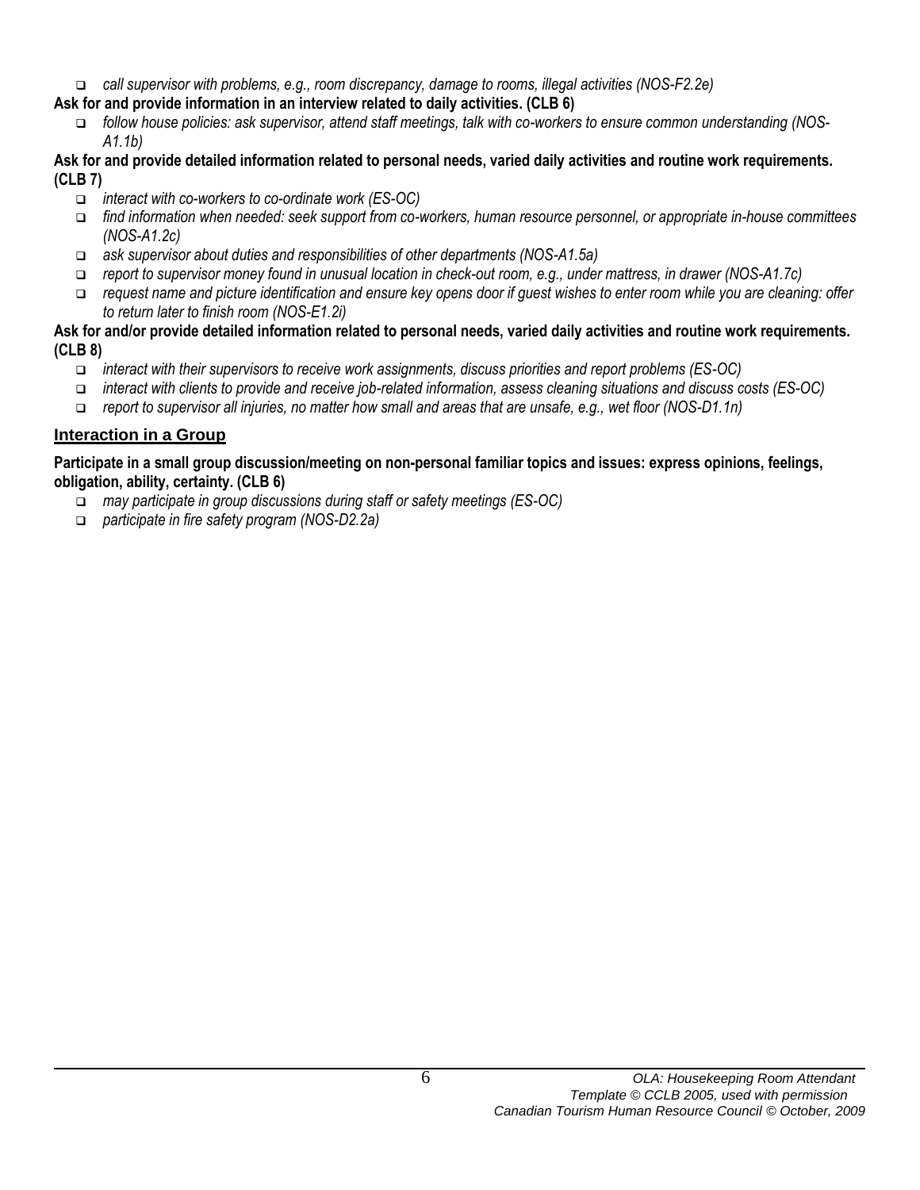- *call supervisor with problems, e.g., room discrepancy, damage to rooms, illegal activities (NOS-F2.2e)*

**Ask for and provide information in an interview related to daily activities. (CLB 6)**

- *follow house policies: ask supervisor, attend staff meetings, talk with co-workers to ensure common understanding (NOS-A1.1b)*

**Ask for and provide detailed information related to personal needs, varied daily activities and routine work requirements. (CLB 7)**

- *interact with co-workers to co-ordinate work (ES-OC)*
- *find information when needed: seek support from co-workers, human resource personnel, or appropriate in-house committees (NOS-A1.2c)*
- *ask supervisor about duties and responsibilities of other departments (NOS-A1.5a)*
- *report to supervisor money found in unusual location in check-out room, e.g., under mattress, in drawer (NOS-A1.7c)*
- *request name and picture identification and ensure key opens door if guest wishes to enter room while you are cleaning: offer to return later to finish room (NOS-E1.2i)*

**Ask for and/or provide detailed information related to personal needs, varied daily activities and routine work requirements. (CLB 8)**

- *interact with their supervisors to receive work assignments, discuss priorities and report problems (ES-OC)*
- *interact with clients to provide and receive job-related information, assess cleaning situations and discuss costs (ES-OC)*
- *report to supervisor all injuries, no matter how small and areas that are unsafe, e.g., wet floor (NOS-D1.1n)*

## Interaction in a Group

**Participate in a small group discussion/meeting on non-personal familiar topics and issues: express opinions, feelings, obligation, ability, certainty. (CLB 6)**

- *may participate in group discussions during staff or safety meetings (ES-OC)*
- *participate in fire safety program (NOS-D2.2a)*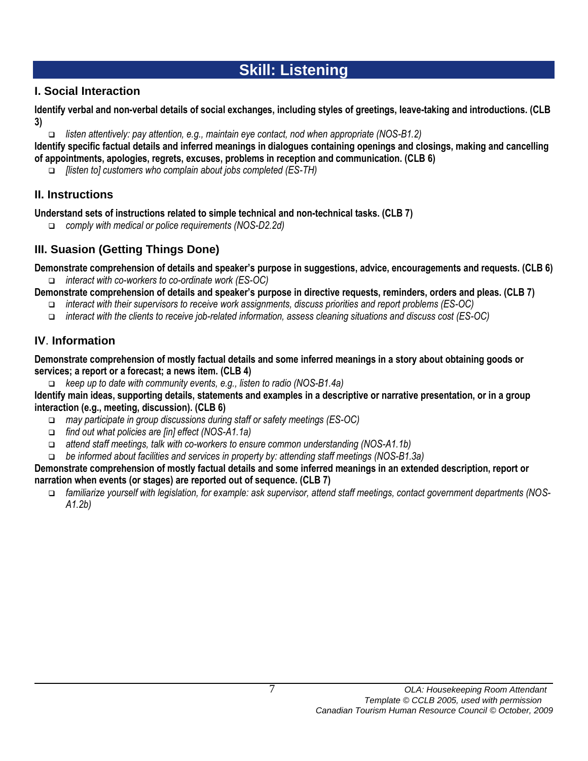# Skill: Listening

## I. Social Interaction

**Identify verbal and non-verbal details of social exchanges, including styles of greetings, leave-taking and introductions. (CLB 3)**

- *listen attentively: pay attention, e.g., maintain eye contact, nod when appropriate (NOS-B1.2)*

**Identify specific factual details and inferred meanings in dialogues containing openings and closings, making and cancelling of appointments, apologies, regrets, excuses, problems in reception and communication. (CLB 6)**

- *[listen to] customers who complain about jobs completed (ES-TH)*

## II. Instructions

**Understand sets of instructions related to simple technical and non-technical tasks. (CLB 7)**

- *comply with medical or police requirements (NOS-D2.2d)*

## III. Suasion (Getting Things Done)

**Demonstrate comprehension of details and speaker's purpose in suggestions, advice, encouragements and requests. (CLB 6)**

- *interact with co-workers to co-ordinate work (ES-OC)*

**Demonstrate comprehension of details and speaker's purpose in directive requests, reminders, orders and pleas. (CLB 7)**

- *interact with their supervisors to receive work assignments, discuss priorities and report problems (ES-OC)*
- *interact with the clients to receive job-related information, assess cleaning situations and discuss cost (ES-OC)*

## IV. Information

**Demonstrate comprehension of mostly factual details and some inferred meanings in a story about obtaining goods or services; a report or a forecast; a news item. (CLB 4)**

- *keep up to date with community events, e.g., listen to radio (NOS-B1.4a)*

**Identify main ideas, supporting details, statements and examples in a descriptive or narrative presentation, or in a group interaction (e.g., meeting, discussion). (CLB 6)**

- *may participate in group discussions during staff or safety meetings (ES-OC)*
- *find out what policies are [in] effect (NOS-A1.1a)*
- *attend staff meetings, talk with co-workers to ensure common understanding (NOS-A1.1b)*
- *be informed about facilities and services in property by: attending staff meetings (NOS-B1.3a)*

**Demonstrate comprehension of mostly factual details and some inferred meanings in an extended description, report or narration when events (or stages) are reported out of sequence. (CLB 7)**

- *familiarize yourself with legislation, for example: ask supervisor, attend staff meetings, contact government departments (NOS-A1.2b)*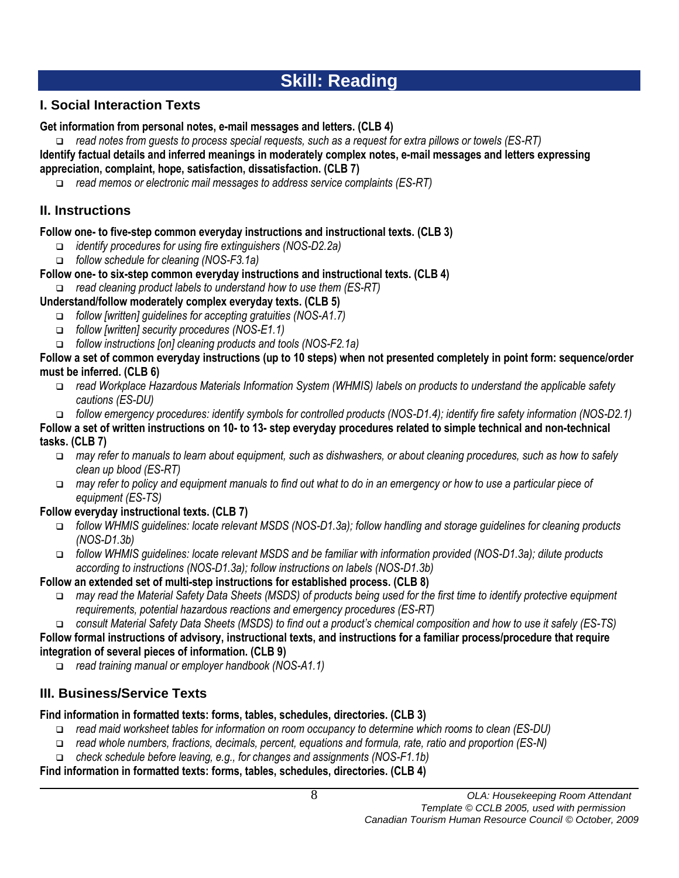# Skill: Reading

## I. Social Interaction Texts

**Get information from personal notes, e-mail messages and letters. (CLB 4)**

- *read notes from guests to process special requests, such as a request for extra pillows or towels (ES-RT)*

**Identify factual details and inferred meanings in moderately complex notes, e-mail messages and letters expressing appreciation, complaint, hope, satisfaction, dissatisfaction. (CLB 7)**

- *read memos or electronic mail messages to address service complaints (ES-RT)*

## II. Instructions

**Follow one- to five-step common everyday instructions and instructional texts. (CLB 3)**

- *identify procedures for using fire extinguishers (NOS-D2.2a)*
- *follow schedule for cleaning (NOS-F3.1a)*

**Follow one- to six-step common everyday instructions and instructional texts. (CLB 4)**

- *read cleaning product labels to understand how to use them (ES-RT)*

**Understand/follow moderately complex everyday texts. (CLB 5)**

- *follow [written] guidelines for accepting gratuities (NOS-A1.7)*
- *follow [written] security procedures (NOS-E1.1)*
- *follow instructions [on] cleaning products and tools (NOS-F2.1a)*

**Follow a set of common everyday instructions (up to 10 steps) when not presented completely in point form: sequence/order must be inferred. (CLB 6)**

- *read Workplace Hazardous Materials Information System (WHMIS) labels on products to understand the applicable safety cautions (ES-DU)*
- *follow emergency procedures: identify symbols for controlled products (NOS-D1.4); identify fire safety information (NOS-D2.1)*

**Follow a set of written instructions on 10- to 13- step everyday procedures related to simple technical and non-technical tasks. (CLB 7)**

- *may refer to manuals to learn about equipment, such as dishwashers, or about cleaning procedures, such as how to safely clean up blood (ES-RT)*
- *may refer to policy and equipment manuals to find out what to do in an emergency or how to use a particular piece of equipment (ES-TS)*

**Follow everyday instructional texts. (CLB 7)**

- *follow WHMIS guidelines: locate relevant MSDS (NOS-D1.3a); follow handling and storage guidelines for cleaning products (NOS-D1.3b)*
- *follow WHMIS guidelines: locate relevant MSDS and be familiar with information provided (NOS-D1.3a); dilute products according to instructions (NOS-D1.3a); follow instructions on labels (NOS-D1.3b)*

**Follow an extended set of multi-step instructions for established process. (CLB 8)**

- *may read the Material Safety Data Sheets (MSDS) of products being used for the first time to identify protective equipment requirements, potential hazardous reactions and emergency procedures (ES-RT)*
- *consult Material Safety Data Sheets (MSDS) to find out a product's chemical composition and how to use it safely (ES-TS)*

**Follow formal instructions of advisory, instructional texts, and instructions for a familiar process/procedure that require integration of several pieces of information. (CLB 9)**

- *read training manual or employer handbook (NOS-A1.1)*

## III. Business/Service Texts

**Find information in formatted texts: forms, tables, schedules, directories. (CLB 3)**

- *read maid worksheet tables for information on room occupancy to determine which rooms to clean (ES-DU)*
- *read whole numbers, fractions, decimals, percent, equations and formula, rate, ratio and proportion (ES-N)*
- *check schedule before leaving, e.g., for changes and assignments (NOS-F1.1b)*

**Find information in formatted texts: forms, tables, schedules, directories. (CLB 4)**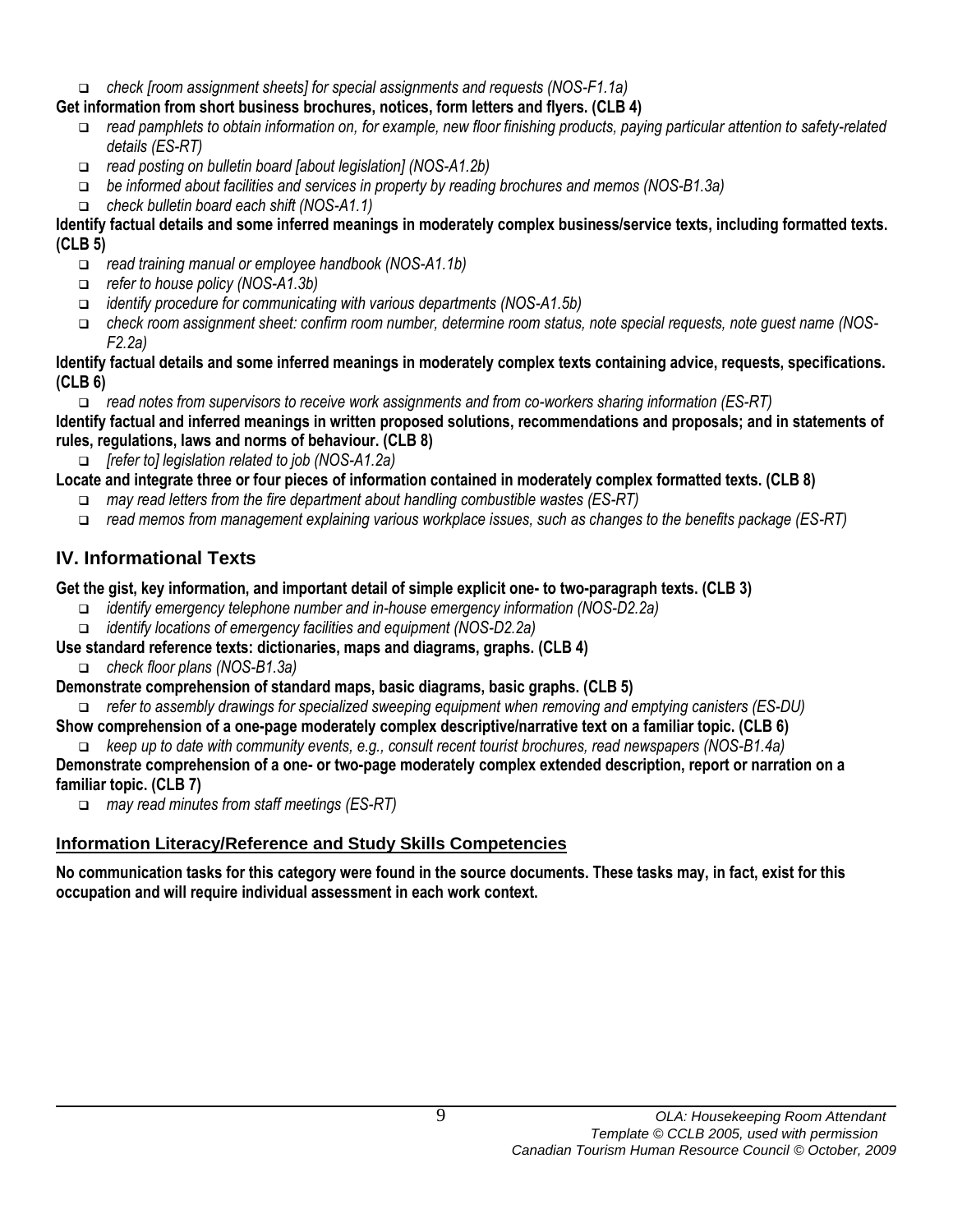- *check [room assignment sheets] for special assignments and requests (NOS-F1.1a)*

**Get information from short business brochures, notices, form letters and flyers. (CLB 4)**

- *read pamphlets to obtain information on, for example, new floor finishing products, paying particular attention to safety-related details (ES-RT)*
- *read posting on bulletin board [about legislation] (NOS-A1.2b)*
- *be informed about facilities and services in property by reading brochures and memos (NOS-B1.3a)*
- *check bulletin board each shift (NOS-A1.1)*

**Identify factual details and some inferred meanings in moderately complex business/service texts, including formatted texts. (CLB 5)**

- *read training manual or employee handbook (NOS-A1.1b)*
- *refer to house policy (NOS-A1.3b)*
- *identify procedure for communicating with various departments (NOS-A1.5b)*
- *check room assignment sheet: confirm room number, determine room status, note special requests, note guest name (NOS-F2.2a)*

**Identify factual details and some inferred meanings in moderately complex texts containing advice, requests, specifications. (CLB 6)**

- *read notes from supervisors to receive work assignments and from co-workers sharing information (ES-RT)*

**Identify factual and inferred meanings in written proposed solutions, recommendations and proposals; and in statements of rules, regulations, laws and norms of behaviour. (CLB 8)**

- *[refer to] legislation related to job (NOS-A1.2a)*

**Locate and integrate three or four pieces of information contained in moderately complex formatted texts. (CLB 8)**

- *may read letters from the fire department about handling combustible wastes (ES-RT)*
- *read memos from management explaining various workplace issues, such as changes to the benefits package (ES-RT)*

## IV. Informational Texts

**Get the gist, key information, and important detail of simple explicit one- to two-paragraph texts. (CLB 3)**

- *identify emergency telephone number and in-house emergency information (NOS-D2.2a)*
- *identify locations of emergency facilities and equipment (NOS-D2.2a)*

**Use standard reference texts: dictionaries, maps and diagrams, graphs. (CLB 4)**

- *check floor plans (NOS-B1.3a)*

**Demonstrate comprehension of standard maps, basic diagrams, basic graphs. (CLB 5)**

- *refer to assembly drawings for specialized sweeping equipment when removing and emptying canisters (ES-DU)*

**Show comprehension of a one-page moderately complex descriptive/narrative text on a familiar topic. (CLB 6)**

- *keep up to date with community events, e.g., consult recent tourist brochures, read newspapers (NOS-B1.4a)*

**Demonstrate comprehension of a one- or two-page moderately complex extended description, report or narration on a familiar topic. (CLB 7)**

- *may read minutes from staff meetings (ES-RT)*

### Information Literacy/Reference and Study Skills Competencies

**No communication tasks for this category were found in the source documents. These tasks may, in fact, exist for this occupation and will require individual assessment in each work context.**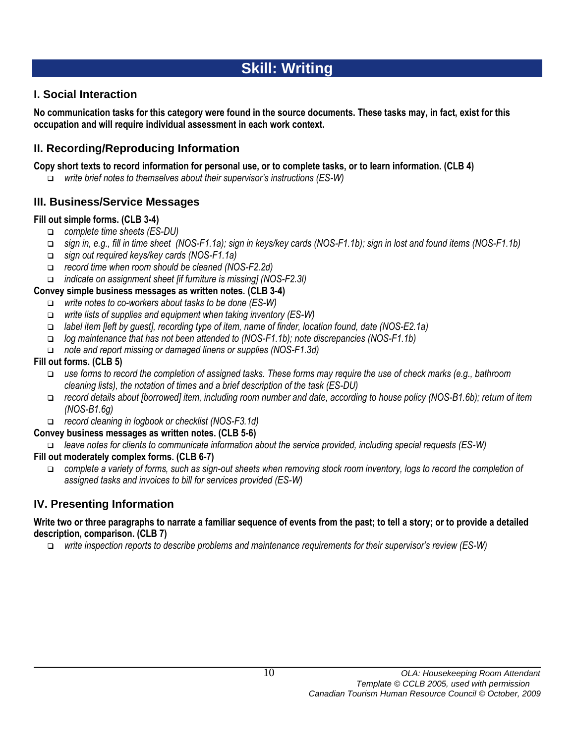# Skill: Writing

## I. Social Interaction

**No communication tasks for this category were found in the source documents. These tasks may, in fact, exist for this occupation and will require individual assessment in each work context.**

## II. Recording/Reproducing Information

**Copy short texts to record information for personal use, or to complete tasks, or to learn information. (CLB 4)**

- *write brief notes to themselves about their supervisor's instructions (ES-W)*

## III. Business/Service Messages

**Fill out simple forms. (CLB 3-4)**

- *complete time sheets (ES-DU)*
- *sign in, e.g., fill in time sheet (NOS-F1.1a); sign in keys/key cards (NOS-F1.1b); sign in lost and found items (NOS-F1.1b)*
- *sign out required keys/key cards (NOS-F1.1a)*
- *record time when room should be cleaned (NOS-F2.2d)*
- *indicate on assignment sheet [if furniture is missing] (NOS-F2.3l)*

**Convey simple business messages as written notes. (CLB 3-4)**

- *write notes to co-workers about tasks to be done (ES-W)*
- *write lists of supplies and equipment when taking inventory (ES-W)*
- *label item [left by guest], recording type of item, name of finder, location found, date (NOS-E2.1a)*
- *log maintenance that has not been attended to (NOS-F1.1b); note discrepancies (NOS-F1.1b)*
- *note and report missing or damaged linens or supplies (NOS-F1.3d)*

**Fill out forms. (CLB 5)**

- *use forms to record the completion of assigned tasks. These forms may require the use of check marks (e.g., bathroom cleaning lists), the notation of times and a brief description of the task (ES-DU)*
- *record details about [borrowed] item, including room number and date, according to house policy (NOS-B1.6b); return of item (NOS-B1.6g)*
- *record cleaning in logbook or checklist (NOS-F3.1d)*

**Convey business messages as written notes. (CLB 5-6)**

- *leave notes for clients to communicate information about the service provided, including special requests (ES-W)*

**Fill out moderately complex forms. (CLB 6-7)**

- *complete a variety of forms, such as sign-out sheets when removing stock room inventory, logs to record the completion of assigned tasks and invoices to bill for services provided (ES-W)*

## IV. Presenting Information

**Write two or three paragraphs to narrate a familiar sequence of events from the past; to tell a story; or to provide a detailed description, comparison. (CLB 7)**

- *write inspection reports to describe problems and maintenance requirements for their supervisor's review (ES-W)*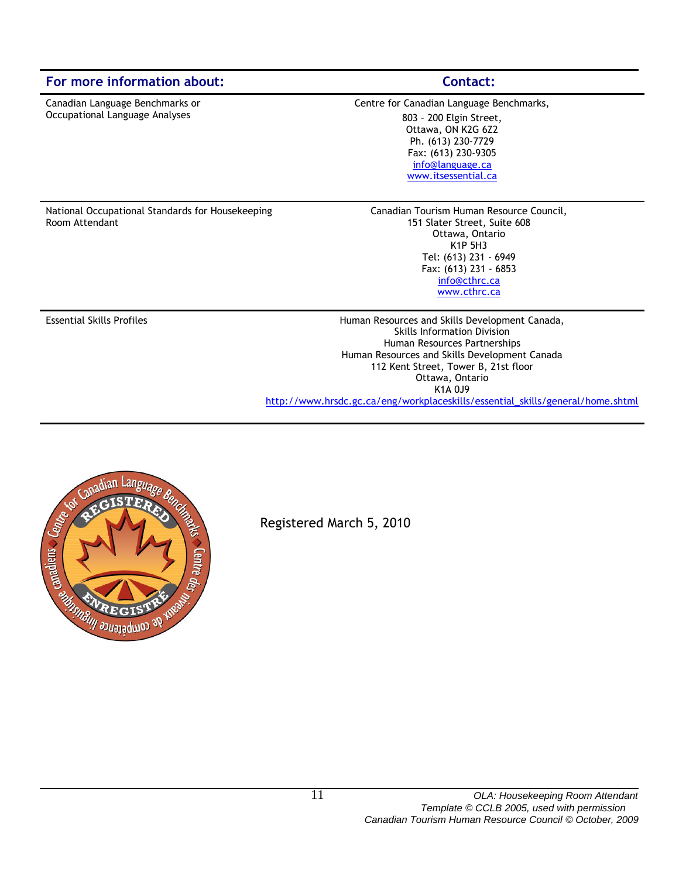| For more information about: | Contact: |
| --- | --- |
| Canadian Language Benchmarks or Occupational Language Analyses | Centre for Canadian Language Benchmarks,<br>803 – 200 Elgin Street,<br>Ottawa, ON K2G 6Z2<br>Ph. (613) 230-7729<br>Fax: (613) 230-9305<br>info@language.ca<br>www.itsessential.ca |
| National Occupational Standards for Housekeeping Room Attendant | Canadian Tourism Human Resource Council,<br>151 Slater Street, Suite 608<br>Ottawa, Ontario<br>K1P 5H3<br>Tel: (613) 231 - 6949<br>Fax: (613) 231 - 6853<br>info@cthrc.ca<br>www.cthrc.ca |
| Essential Skills Profiles | Human Resources and Skills Development Canada,<br>Skills Information Division<br>Human Resources Partnerships<br>Human Resources and Skills Development Canada<br>112 Kent Street, Tower B, 21st floor<br>Ottawa, Ontario<br>K1A 0J9<br>http://www.hrsdc.gc.ca/eng/workplaceskills/essential_skills/general/home.shtml |

Registered March 5, 2010

*OLA: Housekeeping Room Attendant*
*Template © CCLB 2005, used with permission*
*Canadian Tourism Human Resource Council © October, 2009*